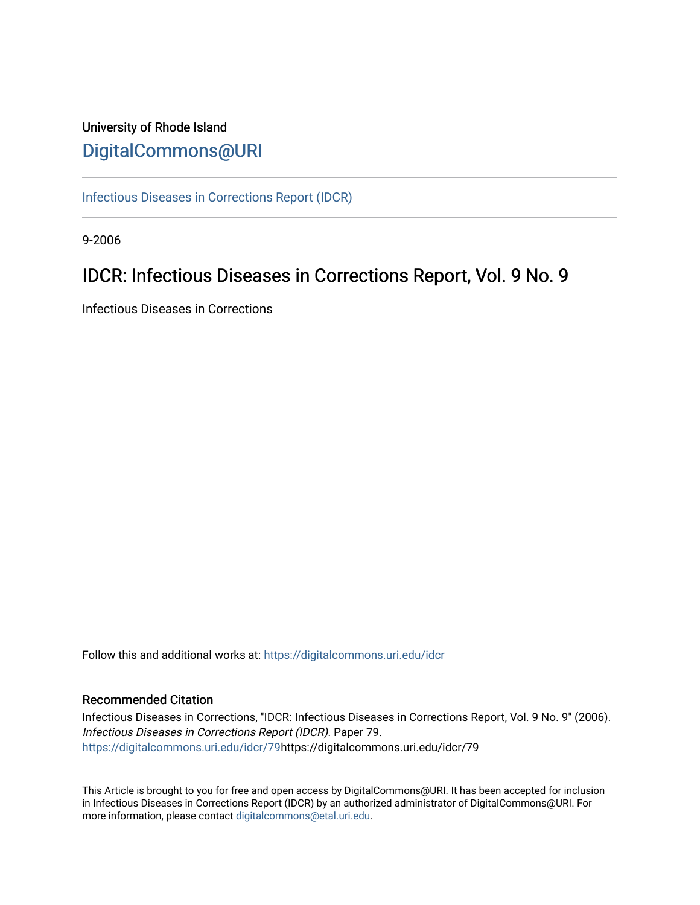University of Rhode Island

# DigitalCommons@URI

Infectious Diseases in Corrections Report (IDCR)

9-2006

## IDCR: Infectious Diseases in Corrections Report, Vol. 9 No. 9

Infectious Diseases in Corrections

Follow this and additional works at: https://digitalcommons.uri.edu/idcr

### Recommended Citation

Infectious Diseases in Corrections, "IDCR: Infectious Diseases in Corrections Report, Vol. 9 No. 9" (2006). *Infectious Diseases in Corrections Report (IDCR)*. Paper 79.
https://digitalcommons.uri.edu/idcr/79https://digitalcommons.uri.edu/idcr/79

This Article is brought to you for free and open access by DigitalCommons@URI. It has been accepted for inclusion in Infectious Diseases in Corrections Report (IDCR) by an authorized administrator of DigitalCommons@URI. For more information, please contact digitalcommons@etal.uri.edu.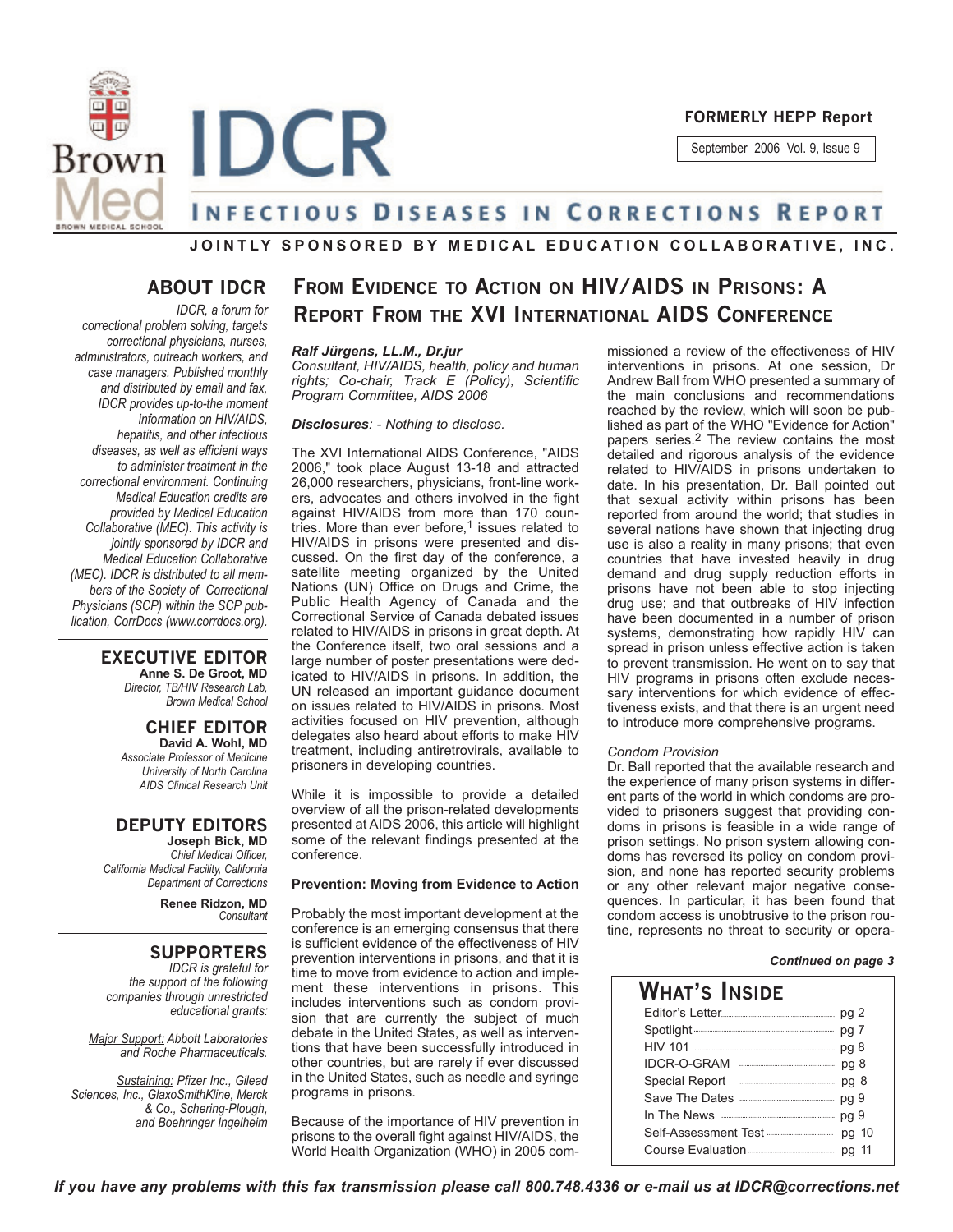FORMERLY HEPP Report

September 2006 Vol. 9, Issue 9

# IDCR

## INFECTIOUS DISEASES IN CORRECTIONS REPORT

**JOINTLY SPONSORED BY MEDICAL EDUCATION COLLABORATIVE, INC.**

## ABOUT IDCR

*IDCR, a forum for correctional problem solving, targets correctional physicians, nurses, administrators, outreach workers, and case managers. Published monthly and distributed by email and fax, IDCR provides up-to-the moment information on HIV/AIDS, hepatitis, and other infectious diseases, as well as efficient ways to administer treatment in the correctional environment. Continuing Medical Education credits are provided by Medical Education Collaborative (MEC). This activity is jointly sponsored by IDCR and Medical Education Collaborative (MEC). IDCR is distributed to all members of the Society of Correctional Physicians (SCP) within the SCP publication, CorrDocs (www.corrdocs.org).*

## EXECUTIVE EDITOR

**Anne S. De Groot, MD**
*Director, TB/HIV Research Lab, Brown Medical School*

## CHIEF EDITOR

**David A. Wohl, MD**
*Associate Professor of Medicine University of North Carolina AIDS Clinical Research Unit*

## DEPUTY EDITORS

**Joseph Bick, MD**
*Chief Medical Officer, California Medical Facility, California Department of Corrections*

**Renee Ridzon, MD**
*Consultant*

## SUPPORTERS

*IDCR is grateful for the support of the following companies through unrestricted educational grants:*

*Major Support: Abbott Laboratories and Roche Pharmaceuticals.*

*Sustaining: Pfizer Inc., Gilead Sciences, Inc., GlaxoSmithKline, Merck & Co., Schering-Plough, and Boehringer Ingelheim*

# FROM EVIDENCE TO ACTION ON HIV/AIDS IN PRISONS: A REPORT FROM THE XVI INTERNATIONAL AIDS CONFERENCE

***Ralf Jürgens, LL.M., Dr.jur***
*Consultant, HIV/AIDS, health, policy and human rights; Co-chair, Track E (Policy), Scientific Program Committee, AIDS 2006*

***Disclosures**: - Nothing to disclose.*

The XVI International AIDS Conference, "AIDS 2006," took place August 13-18 and attracted 26,000 researchers, physicians, front-line workers, advocates and others involved in the fight against HIV/AIDS from more than 170 countries. More than ever before,[1] issues related to HIV/AIDS in prisons were presented and discussed. On the first day of the conference, a satellite meeting organized by the United Nations (UN) Office on Drugs and Crime, the Public Health Agency of Canada and the Correctional Service of Canada debated issues related to HIV/AIDS in prisons in great depth. At the Conference itself, two oral sessions and a large number of poster presentations were dedicated to HIV/AIDS in prisons. In addition, the UN released an important guidance document on issues related to HIV/AIDS in prisons. Most activities focused on HIV prevention, although delegates also heard about efforts to make HIV treatment, including antiretrovirals, available to prisoners in developing countries.

While it is impossible to provide a detailed overview of all the prison-related developments presented at AIDS 2006, this article will highlight some of the relevant findings presented at the conference.

**Prevention: Moving from Evidence to Action**

Probably the most important development at the conference is an emerging consensus that there is sufficient evidence of the effectiveness of HIV prevention interventions in prisons, and that it is time to move from evidence to action and implement these interventions in prisons. This includes interventions such as condom provision that are currently the subject of much debate in the United States, as well as interventions that have been successfully introduced in other countries, but are rarely if ever discussed in the United States, such as needle and syringe programs in prisons.

Because of the importance of HIV prevention in prisons to the overall fight against HIV/AIDS, the World Health Organization (WHO) in 2005 commissioned a review of the effectiveness of HIV interventions in prisons. At one session, Dr Andrew Ball from WHO presented a summary of the main conclusions and recommendations reached by the review, which will soon be published as part of the WHO "Evidence for Action" papers series.[2] The review contains the most detailed and rigorous analysis of the evidence related to HIV/AIDS in prisons undertaken to date. In his presentation, Dr. Ball pointed out that sexual activity within prisons has been reported from around the world; that studies in several nations have shown that injecting drug use is also a reality in many prisons; that even countries that have invested heavily in drug demand and drug supply reduction efforts in prisons have not been able to stop injecting drug use; and that outbreaks of HIV infection have been documented in a number of prison systems, demonstrating how rapidly HIV can spread in prison unless effective action is taken to prevent transmission. He went on to say that HIV programs in prisons often exclude necessary interventions for which evidence of effectiveness exists, and that there is an urgent need to introduce more comprehensive programs.

*Condom Provision*

Dr. Ball reported that the available research and the experience of many prison systems in different parts of the world in which condoms are provided to prisoners suggest that providing condoms in prisons is feasible in a wide range of prison settings. No prison system allowing condoms has reversed its policy on condom provision, and none has reported security problems or any other relevant major negative consequences. In particular, it has been found that condom access is unobtrusive to the prison routine, represents no threat to security or opera-

***Continued on page 3***

## WHAT'S INSIDE

| | |
|---|---|
| Editor's Letter | pg 2 |
| Spotlight | pg 7 |
| HIV 101 | pg 8 |
| IDCR-O-GRAM | pg 8 |
| Special Report | pg 8 |
| Save The Dates | pg 9 |
| In The News | pg 9 |
| Self-Assessment Test | pg 10 |
| Course Evaluation | pg 11 |

*If you have any problems with this fax transmission please call 800.748.4336 or e-mail us at IDCR@corrections.net*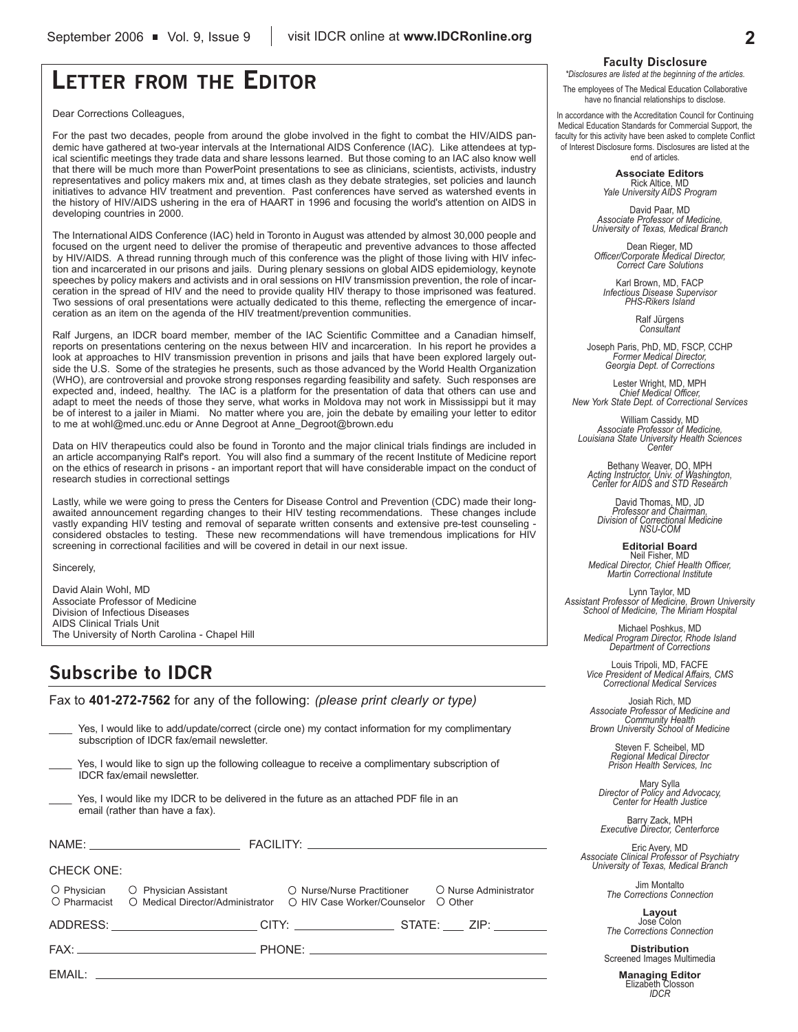# Letter from the Editor

Dear Corrections Colleagues,

For the past two decades, people from around the globe involved in the fight to combat the HIV/AIDS pandemic have gathered at two-year intervals at the International AIDS Conference (IAC). Like attendees at typical scientific meetings they trade data and share lessons learned. But those coming to an IAC also know well that there will be much more than PowerPoint presentations to see as clinicians, scientists, activists, industry representatives and policy makers mix and, at times clash as they debate strategies, set policies and launch initiatives to advance HIV treatment and prevention. Past conferences have served as watershed events in the history of HIV/AIDS ushering in the era of HAART in 1996 and focusing the world's attention on AIDS in developing countries in 2000.

The International AIDS Conference (IAC) held in Toronto in August was attended by almost 30,000 people and focused on the urgent need to deliver the promise of therapeutic and preventive advances to those affected by HIV/AIDS. A thread running through much of this conference was the plight of those living with HIV infection and incarcerated in our prisons and jails. During plenary sessions on global AIDS epidemiology, keynote speeches by policy makers and activists and in oral sessions on HIV transmission prevention, the role of incarceration in the spread of HIV and the need to provide quality HIV therapy to those imprisoned was featured. Two sessions of oral presentations were actually dedicated to this theme, reflecting the emergence of incarceration as an item on the agenda of the HIV treatment/prevention communities.

Ralf Jurgens, an IDCR board member, member of the IAC Scientific Committee and a Canadian himself, reports on presentations centering on the nexus between HIV and incarceration. In his report he provides a look at approaches to HIV transmission prevention in prisons and jails that have been explored largely outside the U.S. Some of the strategies he presents, such as those advanced by the World Health Organization (WHO), are controversial and provoke strong responses regarding feasibility and safety. Such responses are expected and, indeed, healthy. The IAC is a platform for the presentation of data that others can use and adapt to meet the needs of those they serve, what works in Moldova may not work in Mississippi but it may be of interest to a jailer in Miami. No matter where you are, join the debate by emailing your letter to editor to me at wohl@med.unc.edu or Anne Degroot at Anne_Degroot@brown.edu

Data on HIV therapeutics could also be found in Toronto and the major clinical trials findings are included in an article accompanying Ralf's report. You will also find a summary of the recent Institute of Medicine report on the ethics of research in prisons - an important report that will have considerable impact on the conduct of research studies in correctional settings

Lastly, while we were going to press the Centers for Disease Control and Prevention (CDC) made their long-awaited announcement regarding changes to their HIV testing recommendations. These changes include vastly expanding HIV testing and removal of separate written consents and extensive pre-test counseling - considered obstacles to testing. These new recommendations will have tremendous implications for HIV screening in correctional facilities and will be covered in detail in our next issue.

Sincerely,

David Alain Wohl, MD
Associate Professor of Medicine
Division of Infectious Diseases
AIDS Clinical Trials Unit
The University of North Carolina - Chapel Hill

## Subscribe to IDCR

Fax to **401-272-7562** for any of the following: *(please print clearly or type)*

____ Yes, I would like to add/update/correct (circle one) my contact information for my complimentary subscription of IDCR fax/email newsletter.

____ Yes, I would like to sign up the following colleague to receive a complimentary subscription of IDCR fax/email newsletter.

____ Yes, I would like my IDCR to be delivered in the future as an attached PDF file in an email (rather than have a fax).

NAME: ______________ FACILITY: ______________

CHECK ONE:

○ Physician ○ Physician Assistant ○ Nurse/Nurse Practitioner ○ Nurse Administrator
○ Pharmacist ○ Medical Director/Administrator ○ HIV Case Worker/Counselor ○ Other

ADDRESS: ______________ CITY: ______________ STATE: ____ ZIP: ________

FAX: ______________ PHONE: ______________

EMAIL: ______________

**Faculty Disclosure**
*\*Disclosures are listed at the beginning of the articles.*

The employees of The Medical Education Collaborative have no financial relationships to disclose.

In accordance with the Accreditation Council for Continuing Medical Education Standards for Commercial Support, the faculty for this activity have been asked to complete Conflict of Interest Disclosure forms. Disclosures are listed at the end of articles.

**Associate Editors**

Rick Altice, MD
*Yale University AIDS Program*

David Paar, MD
*Associate Professor of Medicine, University of Texas, Medical Branch*

Dean Rieger, MD
*Officer/Corporate Medical Director, Correct Care Solutions*

Karl Brown, MD, FACP
*Infectious Disease Supervisor PHS-Rikers Island*

Ralf Jürgens
*Consultant*

Joseph Paris, PhD, MD, FSCP, CCHP
*Former Medical Director, Georgia Dept. of Corrections*

Lester Wright, MD, MPH
*Chief Medical Officer, New York State Dept. of Correctional Services*

William Cassidy, MD
*Associate Professor of Medicine, Louisiana State University Health Sciences Center*

Bethany Weaver, DO, MPH
*Acting Instructor, Univ. of Washington, Center for AIDS and STD Research*

David Thomas, MD, JD
*Professor and Chairman, Division of Correctional Medicine NSU-COM*

**Editorial Board**

Neil Fisher, MD
*Medical Director, Chief Health Officer, Martin Correctional Institute*

Lynn Taylor, MD
*Assistant Professor of Medicine, Brown University School of Medicine, The Miriam Hospital*

Michael Poshkus, MD
*Medical Program Director, Rhode Island Department of Corrections*

Louis Tripoli, MD, FACFE
*Vice President of Medical Affairs, CMS Correctional Medical Services*

Josiah Rich, MD
*Associate Professor of Medicine and Community Health Brown University School of Medicine*

Steven F. Scheibel, MD
*Regional Medical Director Prison Health Services, Inc*

Mary Sylla
*Director of Policy and Advocacy, Center for Health Justice*

Barry Zack, MPH
*Executive Director, Centerforce*

Eric Avery, MD
*Associate Clinical Professor of Psychiatry University of Texas, Medical Branch*

Jim Montalto
*The Corrections Connection*

**Layout**
Jose Colon
*The Corrections Connection*

**Distribution**
Screened Images Multimedia

**Managing Editor**
Elizabeth Closson
*IDCR*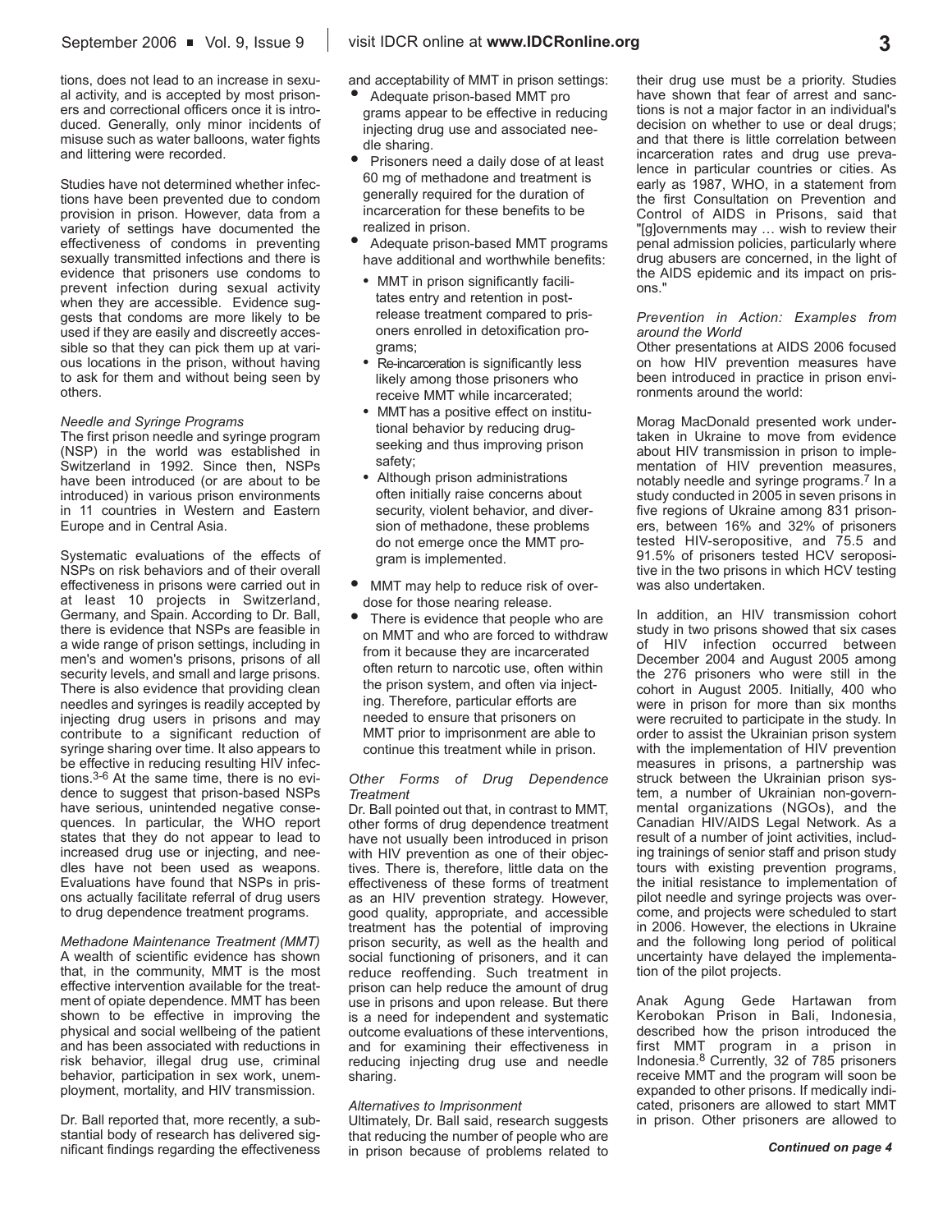tions, does not lead to an increase in sexual activity, and is accepted by most prisoners and correctional officers once it is introduced. Generally, only minor incidents of misuse such as water balloons, water fights and littering were recorded.

Studies have not determined whether infections have been prevented due to condom provision in prison. However, data from a variety of settings have documented the effectiveness of condoms in preventing sexually transmitted infections and there is evidence that prisoners use condoms to prevent infection during sexual activity when they are accessible. Evidence suggests that condoms are more likely to be used if they are easily and discreetly accessible so that they can pick them up at various locations in the prison, without having to ask for them and without being seen by others.

*Needle and Syringe Programs*

The first prison needle and syringe program (NSP) in the world was established in Switzerland in 1992. Since then, NSPs have been introduced (or are about to be introduced) in various prison environments in 11 countries in Western and Eastern Europe and in Central Asia.

Systematic evaluations of the effects of NSPs on risk behaviors and of their overall effectiveness in prisons were carried out in at least 10 projects in Switzerland, Germany, and Spain. According to Dr. Ball, there is evidence that NSPs are feasible in a wide range of prison settings, including in men's and women's prisons, prisons of all security levels, and small and large prisons. There is also evidence that providing clean needles and syringes is readily accepted by injecting drug users in prisons and may contribute to a significant reduction of syringe sharing over time. It also appears to be effective in reducing resulting HIV infections.[3-6] At the same time, there is no evidence to suggest that prison-based NSPs have serious, unintended negative consequences. In particular, the WHO report states that they do not appear to lead to increased drug use or injecting, and needles have not been used as weapons. Evaluations have found that NSPs in prisons actually facilitate referral of drug users to drug dependence treatment programs.

*Methadone Maintenance Treatment (MMT)*

A wealth of scientific evidence has shown that, in the community, MMT is the most effective intervention available for the treatment of opiate dependence. MMT has been shown to be effective in improving the physical and social wellbeing of the patient and has been associated with reductions in risk behavior, illegal drug use, criminal behavior, participation in sex work, unemployment, mortality, and HIV transmission.

Dr. Ball reported that, more recently, a substantial body of research has delivered significant findings regarding the effectiveness and acceptability of MMT in prison settings:

- Adequate prison-based MMT programs appear to be effective in reducing injecting drug use and associated needle sharing.
- Prisoners need a daily dose of at least 60 mg of methadone and treatment is generally required for the duration of incarceration for these benefits to be realized in prison.
- Adequate prison-based MMT programs have additional and worthwhile benefits:
  - MMT in prison significantly facilitates entry and retention in post-release treatment compared to prisoners enrolled in detoxification programs;
  - Re-incarceration is significantly less likely among those prisoners who receive MMT while incarcerated;
  - MMT has a positive effect on institutional behavior by reducing drug-seeking and thus improving prison safety;
  - Although prison administrations often initially raise concerns about security, violent behavior, and diversion of methadone, these problems do not emerge once the MMT program is implemented.
- MMT may help to reduce risk of overdose for those nearing release.
- There is evidence that people who are on MMT and who are forced to withdraw from it because they are incarcerated often return to narcotic use, often within the prison system, and often via injecting. Therefore, particular efforts are needed to ensure that prisoners on MMT prior to imprisonment are able to continue this treatment while in prison.

*Other Forms of Drug Dependence Treatment*

Dr. Ball pointed out that, in contrast to MMT, other forms of drug dependence treatment have not usually been introduced in prison with HIV prevention as one of their objectives. There is, therefore, little data on the effectiveness of these forms of treatment as an HIV prevention strategy. However, good quality, appropriate, and accessible treatment has the potential of improving prison security, as well as the health and social functioning of prisoners, and it can reduce reoffending. Such treatment in prison can help reduce the amount of drug use in prisons and upon release. But there is a need for independent and systematic outcome evaluations of these interventions, and for examining their effectiveness in reducing injecting drug use and needle sharing.

*Alternatives to Imprisonment*

Ultimately, Dr. Ball said, research suggests that reducing the number of people who are in prison because of problems related to their drug use must be a priority. Studies have shown that fear of arrest and sanctions is not a major factor in an individual's decision on whether to use or deal drugs; and that there is little correlation between incarceration rates and drug use prevalence in particular countries or cities. As early as 1987, WHO, in a statement from the first Consultation on Prevention and Control of AIDS in Prisons, said that "[g]overnments may … wish to review their penal admission policies, particularly where drug abusers are concerned, in the light of the AIDS epidemic and its impact on prisons."

*Prevention in Action: Examples from around the World*

Other presentations at AIDS 2006 focused on how HIV prevention measures have been introduced in practice in prison environments around the world:

Morag MacDonald presented work undertaken in Ukraine to move from evidence about HIV transmission in prison to implementation of HIV prevention measures, notably needle and syringe programs.[7] In a study conducted in 2005 in seven prisons in five regions of Ukraine among 831 prisoners, between 16% and 32% of prisoners tested HIV-seropositive, and 75.5 and 91.5% of prisoners tested HCV seropositive in the two prisons in which HCV testing was also undertaken.

In addition, an HIV transmission cohort study in two prisons showed that six cases of HIV infection occurred between December 2004 and August 2005 among the 276 prisoners who were still in the cohort in August 2005. Initially, 400 who were in prison for more than six months were recruited to participate in the study. In order to assist the Ukrainian prison system with the implementation of HIV prevention measures in prisons, a partnership was struck between the Ukrainian prison system, a number of Ukrainian non-governmental organizations (NGOs), and the Canadian HIV/AIDS Legal Network. As a result of a number of joint activities, including trainings of senior staff and prison study tours with existing prevention programs, the initial resistance to implementation of pilot needle and syringe projects was overcome, and projects were scheduled to start in 2006. However, the elections in Ukraine and the following long period of political uncertainty have delayed the implementation of the pilot projects.

Anak Agung Gede Hartawan from Kerobokan Prison in Bali, Indonesia, described how the prison introduced the first MMT program in a prison in Indonesia.[8] Currently, 32 of 785 prisoners receive MMT and the program will soon be expanded to other prisons. If medically indicated, prisoners are allowed to start MMT in prison. Other prisoners are allowed to

*Continued on page 4*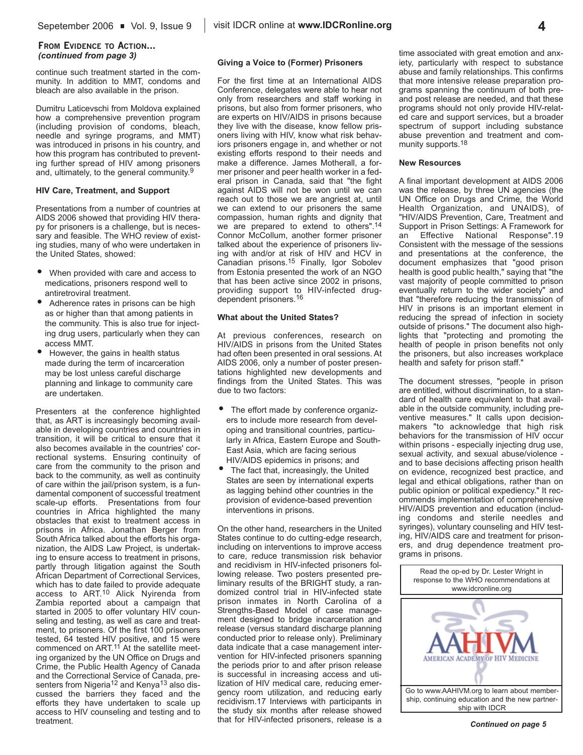### From Evidence to Action...
*(continued from page 3)*

continue such treatment started in the community. In addition to MMT, condoms and bleach are also available in the prison.

Dumitru Laticevschi from Moldova explained how a comprehensive prevention program (including provision of condoms, bleach, needle and syringe programs, and MMT) was introduced in prisons in his country, and how this program has contributed to preventing further spread of HIV among prisoners and, ultimately, to the general community.[9]

#### HIV Care, Treatment, and Support

Presentations from a number of countries at AIDS 2006 showed that providing HIV therapy for prisoners is a challenge, but is necessary and feasible. The WHO review of existing studies, many of who were undertaken in the United States, showed:

- When provided with care and access to medications, prisoners respond well to antiretroviral treatment.
- Adherence rates in prisons can be high as or higher than that among patients in the community. This is also true for injecting drug users, particularly when they can access MMT.
- However, the gains in health status made during the term of incarceration may be lost unless careful discharge planning and linkage to community care are undertaken.

Presenters at the conference highlighted that, as ART is increasingly becoming available in developing countries and countries in transition, it will be critical to ensure that it also becomes available in the countries' correctional systems. Ensuring continuity of care from the community to the prison and back to the community, as well as continuity of care within the jail/prison system, is a fundamental component of successful treatment scale-up efforts. Presentations from four countries in Africa highlighted the many obstacles that exist to treatment access in prisons in Africa. Jonathan Berger from South Africa talked about the efforts his organization, the AIDS Law Project, is undertaking to ensure access to treatment in prisons, partly through litigation against the South African Department of Correctional Services, which has to date failed to provide adequate access to ART.[10] Alick Nyirenda from Zambia reported about a campaign that started in 2005 to offer voluntary HIV counseling and testing, as well as care and treatment, to prisoners. Of the first 100 prisoners tested, 64 tested HIV positive, and 15 were commenced on ART.[11] At the satellite meeting organized by the UN Office on Drugs and Crime, the Public Health Agency of Canada and the Correctional Service of Canada, presenters from Nigeria[12] and Kenya[13] also discussed the barriers they faced and the efforts they have undertaken to scale up access to HIV counseling and testing and to treatment.

#### Giving a Voice to (Former) Prisoners

For the first time at an International AIDS Conference, delegates were able to hear not only from researchers and staff working in prisons, but also from former prisoners, who are experts on HIV/AIDS in prisons because they live with the disease, know fellow prisoners living with HIV, know what risk behaviors prisoners engage in, and whether or not existing efforts respond to their needs and make a difference. James Motherall, a former prisoner and peer health worker in a federal prison in Canada, said that "the fight against AIDS will not be won until we can reach out to those we are angriest at, until we can extend to our prisoners the same compassion, human rights and dignity that we are prepared to extend to others".[14] Connor McCollum, another former prisoner talked about the experience of prisoners living with and/or at risk of HIV and HCV in Canadian prisons.[15] Finally, Igor Sobolev from Estonia presented the work of an NGO that has been active since 2002 in prisons, providing support to HIV-infected drug-dependent prisoners.[16]

#### What about the United States?

At previous conferences, research on HIV/AIDS in prisons from the United States had often been presented in oral sessions. At AIDS 2006, only a number of poster presentations highlighted new developments and findings from the United States. This was due to two factors:

- The effort made by conference organizers to include more research from developing and transitional countries, particularly in Africa, Eastern Europe and South-East Asia, which are facing serious HIV/AIDS epidemics in prisons; and
- The fact that, increasingly, the United States are seen by international experts as lagging behind other countries in the provision of evidence-based prevention interventions in prisons.

On the other hand, researchers in the United States continue to do cutting-edge research, including on interventions to improve access to care, reduce transmission risk behavior and recidivism in HIV-infected prisoners following release. Two posters presented preliminary results of the BRIGHT study, a randomized control trial in HIV-infected state prison inmates in North Carolina of a Strengths-Based Model of case management designed to bridge incarceration and release (versus standard discharge planning conducted prior to release only). Preliminary data indicate that a case management intervention for HIV-infected prisoners spanning the periods prior to and after prison release is successful in increasing access and utilization of HIV medical care, reducing emergency room utilization, and reducing early recidivism.[17] Interviews with participants in the study six months after release showed that for HIV-infected prisoners, release is a time associated with great emotion and anxiety, particularly with respect to substance abuse and family relationships. This confirms that more intensive release preparation programs spanning the continuum of both pre- and post release are needed, and that these programs should not only provide HIV-related care and support services, but a broader spectrum of support including substance abuse prevention and treatment and community supports.[18]

#### New Resources

A final important development at AIDS 2006 was the release, by three UN agencies (the UN Office on Drugs and Crime, the World Health Organization, and UNAIDS), of "HIV/AIDS Prevention, Care, Treatment and Support in Prison Settings: A Framework for an Effective National Response".[19] Consistent with the message of the sessions and presentations at the conference, the document emphasizes that "good prison health is good public health," saying that "the vast majority of people committed to prison eventually return to the wider society" and that "therefore reducing the transmission of HIV in prisons is an important element in reducing the spread of infection in society outside of prisons." The document also highlights that "protecting and promoting the health of people in prison benefits not only the prisoners, but also increases workplace health and safety for prison staff."

The document stresses, "people in prison are entitled, without discrimination, to a standard of health care equivalent to that available in the outside community, including preventive measures." It calls upon decision-makers "to acknowledge that high risk behaviors for the transmission of HIV occur within prisons - especially injecting drug use, sexual activity, and sexual abuse/violence - and to base decisions affecting prison health on evidence, recognized best practice, and legal and ethical obligations, rather than on public opinion or political expediency." It recommends implementation of comprehensive HIV/AIDS prevention and education (including condoms and sterile needles and syringes), voluntary counseling and HIV testing, HIV/AIDS care and treatment for prisoners, and drug dependence treatment programs in prisons.

Read the op-ed by Dr. Lester Wright in response to the WHO recommendations at www.idcronline.org

AAHIVM
AMERICAN ACADEMY OF HIV MEDICINE

Go to www.AAHIVM.org to learn about membership, continuing education and the new partnership with IDCR

***Continued on page 5***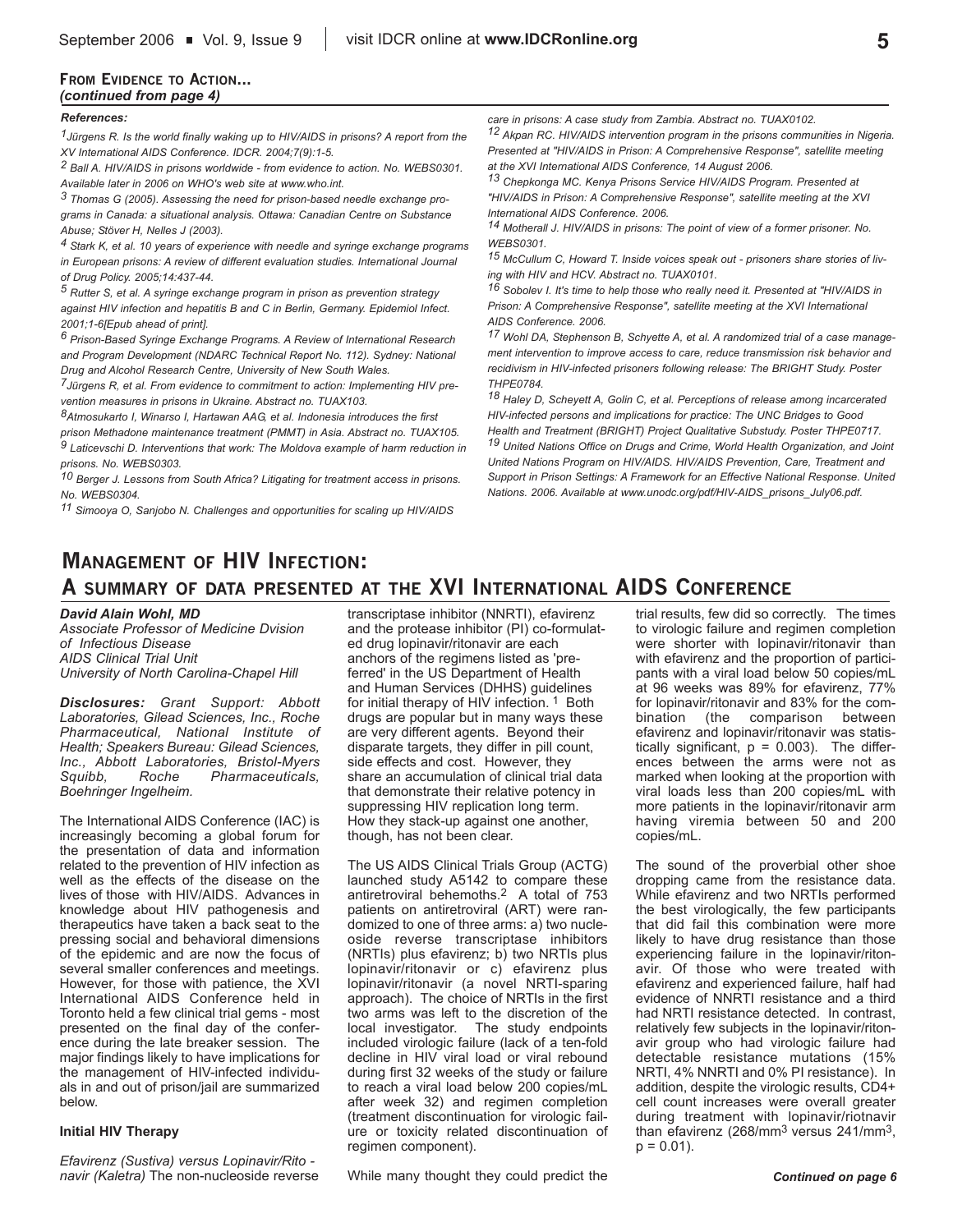**From Evidence to Action...**
***(continued from page 4)***

***References:***

*[1] Jürgens R. Is the world finally waking up to HIV/AIDS in prisons? A report from the XV International AIDS Conference. IDCR. 2004;7(9):1-5.*

*[2] Ball A. HIV/AIDS in prisons worldwide - from evidence to action. No. WEBS0301. Available later in 2006 on WHO's web site at www.who.int.*

*[3] Thomas G (2005). Assessing the need for prison-based needle exchange programs in Canada: a situational analysis. Ottawa: Canadian Centre on Substance Abuse; Stöver H, Nelles J (2003).*

*[4] Stark K, et al. 10 years of experience with needle and syringe exchange programs in European prisons: A review of different evaluation studies. International Journal of Drug Policy. 2005;14:437-44.*

*[5] Rutter S, et al. A syringe exchange program in prison as prevention strategy against HIV infection and hepatitis B and C in Berlin, Germany. Epidemiol Infect. 2001;1-6[Epub ahead of print].*

*[6] Prison-Based Syringe Exchange Programs. A Review of International Research and Program Development (NDARC Technical Report No. 112). Sydney: National Drug and Alcohol Research Centre, University of New South Wales.*

*[7] Jürgens R, et al. From evidence to commitment to action: Implementing HIV prevention measures in prisons in Ukraine. Abstract no. TUAX103.*

*[8] Atmosukarto I, Winarso I, Hartawan AAG, et al. Indonesia introduces the first prison Methadone maintenance treatment (PMMT) in Asia. Abstract no. TUAX105.*

*[9] Laticevschi D. Interventions that work: The Moldova example of harm reduction in prisons. No. WEBS0303.*

*[10] Berger J. Lessons from South Africa? Litigating for treatment access in prisons. No. WEBS0304.*

*[11] Simooya O, Sanjobo N. Challenges and opportunities for scaling up HIV/AIDS care in prisons: A case study from Zambia. Abstract no. TUAX0102.*

*[12] Akpan RC. HIV/AIDS intervention program in the prisons communities in Nigeria. Presented at "HIV/AIDS in Prison: A Comprehensive Response", satellite meeting at the XVI International AIDS Conference, 14 August 2006.*

*[13] Chepkonga MC. Kenya Prisons Service HIV/AIDS Program. Presented at "HIV/AIDS in Prison: A Comprehensive Response", satellite meeting at the XVI International AIDS Conference. 2006.*

*[14] Motherall J. HIV/AIDS in prisons: The point of view of a former prisoner. No. WEBS0301.*

*[15] McCullum C, Howard T. Inside voices speak out - prisoners share stories of living with HIV and HCV. Abstract no. TUAX0101.*

*[16] Sobolev I. It's time to help those who really need it. Presented at "HIV/AIDS in Prison: A Comprehensive Response", satellite meeting at the XVI International AIDS Conference. 2006.*

*[17] Wohl DA, Stephenson B, Schyette A, et al. A randomized trial of a case management intervention to improve access to care, reduce transmission risk behavior and recidivism in HIV-infected prisoners following release: The BRIGHT Study. Poster THPE0784.*

*[18] Haley D, Scheyett A, Golin C, et al. Perceptions of release among incarcerated HIV-infected persons and implications for practice: The UNC Bridges to Good Health and Treatment (BRIGHT) Project Qualitative Substudy. Poster THPE0717.*

*[19] United Nations Office on Drugs and Crime, World Health Organization, and Joint United Nations Program on HIV/AIDS. HIV/AIDS Prevention, Care, Treatment and Support in Prison Settings: A Framework for an Effective National Response. United Nations. 2006. Available at www.unodc.org/pdf/HIV-AIDS_prisons_July06.pdf.*

# Management of HIV Infection: A summary of data presented at the XVI International AIDS Conference

***David Alain Wohl, MD***
*Associate Professor of Medicine Dvision of Infectious Disease*
*AIDS Clinical Trial Unit*
*University of North Carolina-Chapel Hill*

***Disclosures:*** *Grant Support: Abbott Laboratories, Gilead Sciences, Inc., Roche Pharmaceutical, National Institute of Health; Speakers Bureau: Gilead Sciences, Inc., Abbott Laboratories, Bristol-Myers Squibb, Roche Pharmaceuticals, Boehringer Ingelheim.*

The International AIDS Conference (IAC) is increasingly becoming a global forum for the presentation of data and information related to the prevention of HIV infection as well as the effects of the disease on the lives of those with HIV/AIDS. Advances in knowledge about HIV pathogenesis and therapeutics have taken a back seat to the pressing social and behavioral dimensions of the epidemic and are now the focus of several smaller conferences and meetings. However, for those with patience, the XVI International AIDS Conference held in Toronto held a few clinical trial gems - most presented on the final day of the conference during the late breaker session. The major findings likely to have implications for the management of HIV-infected individuals in and out of prison/jail are summarized below.

**Initial HIV Therapy**

*Efavirenz (Sustiva) versus Lopinavir/Ritonavir (Kaletra)* The non-nucleoside reverse transcriptase inhibitor (NNRTI), efavirenz and the protease inhibitor (PI) co-formulated drug lopinavir/ritonavir are each anchors of the regimens listed as 'preferred' in the US Department of Health and Human Services (DHHS) guidelines for initial therapy of HIV infection.[1] Both drugs are popular but in many ways these are very different agents. Beyond their disparate targets, they differ in pill count, side effects and cost. However, they share an accumulation of clinical trial data that demonstrate their relative potency in suppressing HIV replication long term. How they stack-up against one another, though, has not been clear.

The US AIDS Clinical Trials Group (ACTG) launched study A5142 to compare these antiretroviral behemoths.[2] A total of 753 patients on antiretroviral (ART) were randomized to one of three arms: a) two nucleoside reverse transcriptase inhibitors (NRTIs) plus efavirenz; b) two NRTIs plus lopinavir/ritonavir or c) efavirenz plus lopinavir/ritonavir (a novel NRTI-sparing approach). The choice of NRTIs in the first two arms was left to the discretion of the local investigator. The study endpoints included virologic failure (lack of a ten-fold decline in HIV viral load or viral rebound during first 32 weeks of the study or failure to reach a viral load below 200 copies/mL after week 32) and regimen completion (treatment discontinuation for virologic failure or toxicity related discontinuation of regimen component).

While many thought they could predict the trial results, few did so correctly. The times to virologic failure and regimen completion were shorter with lopinavir/ritonavir than with efavirenz and the proportion of participants with a viral load below 50 copies/mL at 96 weeks was 89% for efavirenz, 77% for lopinavir/ritonavir and 83% for the combination (the comparison between efavirenz and lopinavir/ritonavir was statistically significant, $p = 0.003$). The differences between the arms were not as marked when looking at the proportion with viral loads less than 200 copies/mL with more patients in the lopinavir/ritonavir arm having viremia between 50 and 200 copies/mL.

The sound of the proverbial other shoe dropping came from the resistance data. While efavirenz and two NRTIs performed the best virologically, the few participants that did fail this combination were more likely to have drug resistance than those experiencing failure in the lopinavir/ritonavir. Of those who were treated with efavirenz and experienced failure, half had evidence of NNRTI resistance and a third had NRTI resistance detected. In contrast, relatively few subjects in the lopinavir/ritonavir group who had virologic failure had detectable resistance mutations (15% NRTI, 4% NNRTI and 0% PI resistance). In addition, despite the virologic results, CD4+ cell count increases were overall greater during treatment with lopinavir/riotnavir than efavirenz ($268/mm^3$ versus $241/mm^3$, $p = 0.01$).

***Continued on page 6***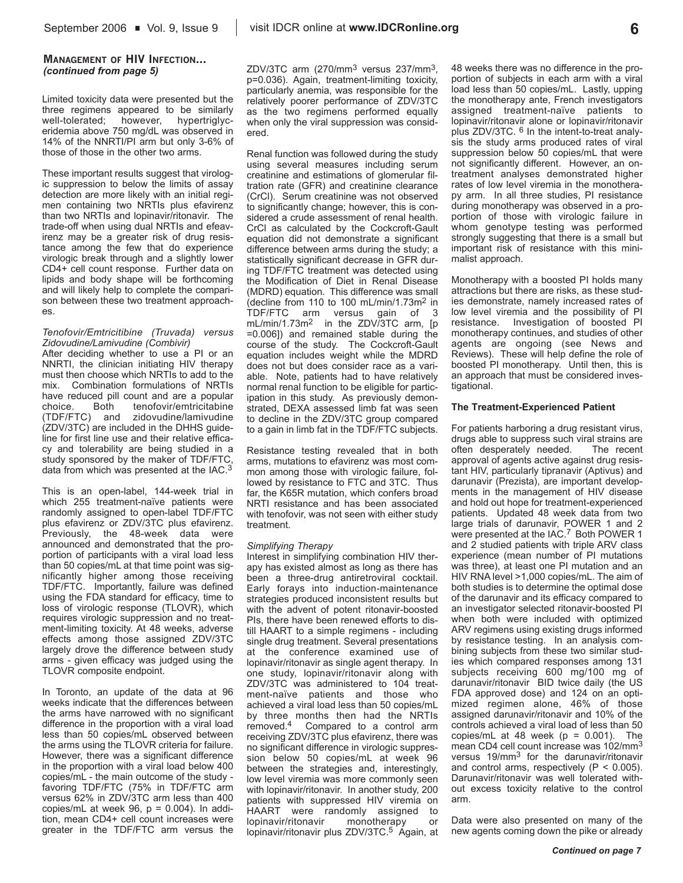**Management of HIV Infection...**
***(continued from page 5)***

Limited toxicity data were presented but the three regimens appeared to be similarly well-tolerated; however, hypertriglyceridemia above 750 mg/dL was observed in 14% of the NNRTI/PI arm but only 3-6% of those of those in the other two arms.

These important results suggest that virologic suppression to below the limits of assay detection are more likely with an initial regimen containing two NRTIs plus efavirenz than two NRTIs and lopinavir/ritonavir. The trade-off when using dual NRTIs and efeavirenz may be a greater risk of drug resistance among the few that do experience virologic break through and a slightly lower CD4+ cell count response. Further data on lipids and body shape will be forthcoming and will likely help to complete the comparison between these two treatment approaches.

*Tenofovir/Emtricitibine (Truvada) versus Zidovudine/Lamivudine (Combivir)*

After deciding whether to use a PI or an NNRTI, the clinician initiating HIV therapy must then choose which NRTIs to add to the mix. Combination formulations of NRTIs have reduced pill count and are a popular choice. Both tenofovir/emtricitabine (TDF/FTC) and zidovudine/lamivudine (ZDV/3TC) are included in the DHHS guideline for first line use and their relative efficacy and tolerability are being studied in a study sponsored by the maker of TDF/FTC, data from which was presented at the IAC.[3]

This is an open-label, 144-week trial in which 255 treatment-naïve patients were randomly assigned to open-label TDF/FTC plus efavirenz or ZDV/3TC plus efavirenz. Previously, the 48-week data were announced and demonstrated that the proportion of participants with a viral load less than 50 copies/mL at that time point was significantly higher among those receiving TDF/FTC. Importantly, failure was defined using the FDA standard for efficacy, time to loss of virologic response (TLOVR), which requires virologic suppression and no treatment-limiting toxicity. At 48 weeks, adverse effects among those assigned ZDV/3TC largely drove the difference between study arms - given efficacy was judged using the TLOVR composite endpoint.

In Toronto, an update of the data at 96 weeks indicate that the differences between the arms have narrowed with no significant difference in the proportion with a viral load less than 50 copies/mL observed between the arms using the TLOVR criteria for failure. However, there was a significant difference in the proportion with a viral load below 400 copies/mL - the main outcome of the study - favoring TDF/FTC (75% in TDF/FTC arm versus 62% in ZDV/3TC arm less than 400 copies/mL at week 96, $p = 0.004$). In addition, mean CD4+ cell count increases were greater in the TDF/FTC arm versus the ZDV/3TC arm (270/mm$^3$ versus 237/mm$^3$, p=0.036). Again, treatment-limiting toxicity, particularly anemia, was responsible for the relatively poorer performance of ZDV/3TC as the two regimens performed equally when only the viral suppression was considered.

Renal function was followed during the study using several measures including serum creatinine and estimations of glomerular filtration rate (GFR) and creatinine clearance (CrCl). Serum creatinine was not observed to significantly change; however, this is considered a crude assessment of renal health. CrCl as calculated by the Cockcroft-Gault equation did not demonstrate a significant difference between arms during the study; a statistically significant decrease in GFR during TDF/FTC treatment was detected using the Modification of Diet in Renal Disease (MDRD) equation. This difference was small (decline from 110 to 100 mL/min/1.73m$^2$ in TDF/FTC arm versus gain of 3 mL/min/1.73m$^2$ in the ZDV/3TC arm, [p =0.006]) and remained stable during the course of the study. The Cockcroft-Gault equation includes weight while the MDRD does not but does consider race as a variable. Note, patients had to have relatively normal renal function to be eligible for participation in this study. As previously demonstrated, DEXA assessed limb fat was seen to decline in the ZDV/3TC group compared to a gain in limb fat in the TDF/FTC subjects.

Resistance testing revealed that in both arms, mutations to efavirenz was most common among those with virologic failure, followed by resistance to FTC and 3TC. Thus far, the K65R mutation, which confers broad NRTI resistance and has been associated with tenofovir, was not seen with either study treatment.

*Simplifying Therapy*

Interest in simplifying combination HIV therapy has existed almost as long as there has been a three-drug antiretroviral cocktail. Early forays into induction-maintenance strategies produced inconsistent results but with the advent of potent ritonavir-boosted PIs, there have been renewed efforts to distill HAART to a simple regimens - including single drug treatment. Several presentations at the conference examined use of lopinavir/ritonavir as single agent therapy. In one study, lopinavir/ritonavir along with ZDV/3TC was administered to 104 treatment-naïve patients and those who achieved a viral load less than 50 copies/mL by three months then had the NRTIs removed.[4] Compared to a control arm receiving ZDV/3TC plus efavirenz, there was no significant difference in virologic suppression below 50 copies/mL at week 96 between the strategies and, interestingly, low level viremia was more commonly seen with lopinavir/ritonavir. In another study, 200 patients with suppressed HIV viremia on HAART were randomly assigned to lopinavir/ritonavir monotherapy or lopinavir/ritonavir plus ZDV/3TC.[5] Again, at 48 weeks there was no difference in the proportion of subjects in each arm with a viral load less than 50 copies/mL. Lastly, upping the monotherapy ante, French investigators assigned treatment-naïve patients to lopinavir/ritonavir alone or lopinavir/ritonavir plus ZDV/3TC.[6] In the intent-to-treat analysis the study arms produced rates of viral suppression below 50 copies/mL that were not significantly different. However, an on-treatment analyses demonstrated higher rates of low level viremia in the monotherapy arm. In all three studies, PI resistance during monotherapy was observed in a proportion of those with virologic failure in whom genotype testing was performed strongly suggesting that there is a small but important risk of resistance with this minimalist approach.

Monotherapy with a boosted PI holds many attractions but there are risks, as these studies demonstrate, namely increased rates of low level viremia and the possibility of PI resistance. Investigation of boosted PI monotherapy continues, and studies of other agents are ongoing (see News and Reviews). These will help define the role of boosted PI monotherapy. Until then, this is an approach that must be considered investigational.

**The Treatment-Experienced Patient**

For patients harboring a drug resistant virus, drugs able to suppress such viral strains are often desperately needed. The recent approval of agents active against drug resistant HIV, particularly tipranavir (Aptivus) and darunavir (Prezista), are important developments in the management of HIV disease and hold out hope for treatment-experienced patients. Updated 48 week data from two large trials of darunavir, POWER 1 and 2 were presented at the IAC.[7] Both POWER 1 and 2 studied patients with triple ARV class experience (mean number of PI mutations was three), at least one PI mutation and an HIV RNA level >1,000 copies/mL. The aim of both studies is to determine the optimal dose of the darunavir and its efficacy compared to an investigator selected ritonavir-boosted PI when both were included with optimized ARV regimens using existing drugs informed by resistance testing. In an analysis combining subjects from these two similar studies which compared responses among 131 subjects receiving 600 mg/100 mg of darunavir/ritonavir BID twice daily (the US FDA approved dose) and 124 on an optimized regimen alone, 46% of those assigned darunavir/ritonavir and 10% of the controls achieved a viral load of less than 50 copies/mL at 48 week ($p = 0.001$). The mean CD4 cell count increase was 102/mm$^3$ versus 19/mm$^3$ for the darunavir/ritonavir and control arms, respectively ($P < 0.005$). Darunavir/ritonavir was well tolerated without excess toxicity relative to the control arm.

Data were also presented on many of the new agents coming down the pike or already

***Continued on page 7***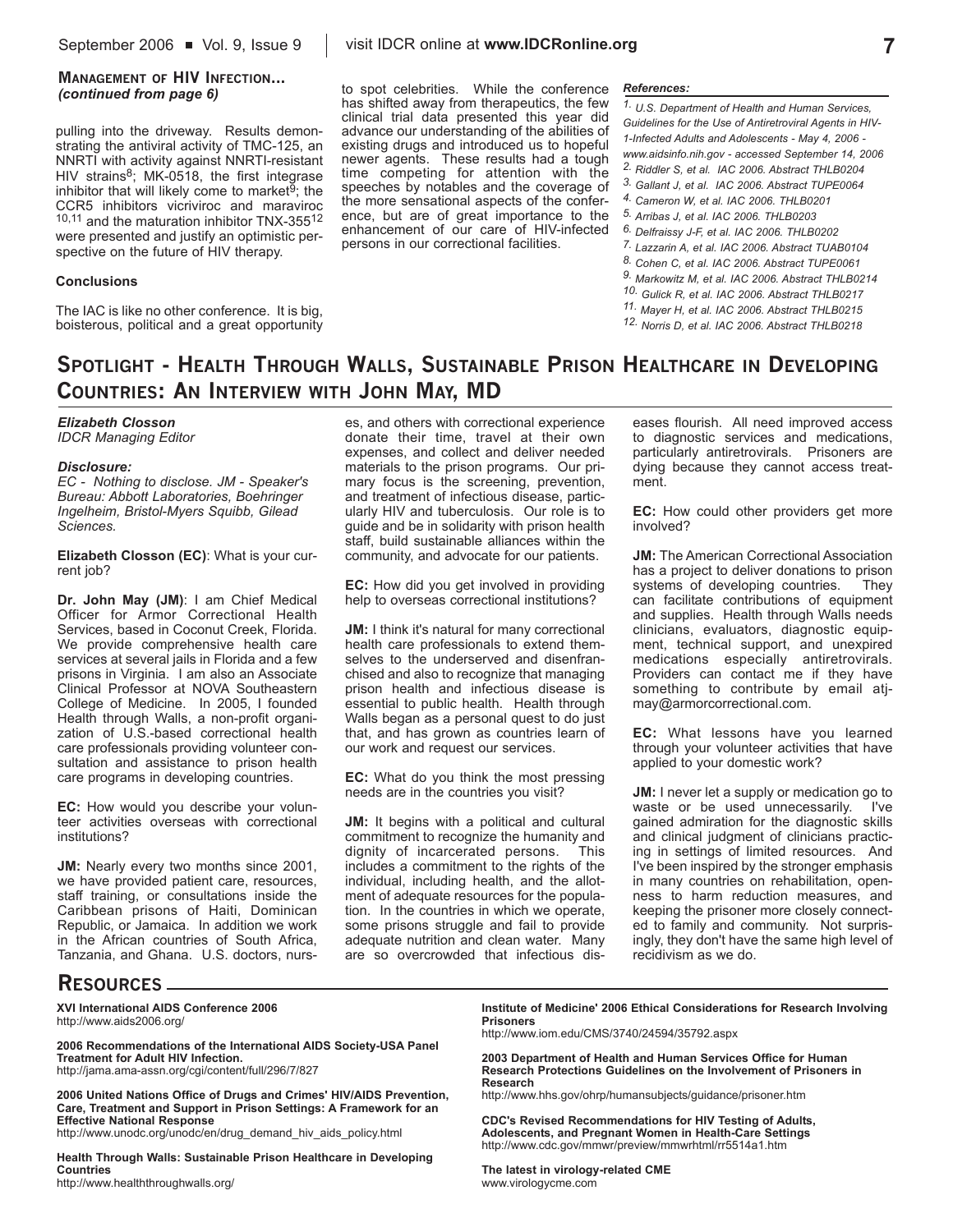### MANAGEMENT OF HIV INFECTION...
*(continued from page 6)*

pulling into the driveway. Results demonstrating the antiviral activity of TMC-125, an NNRTI with activity against NNRTI-resistant HIV strains[8]; MK-0518, the first integrase inhibitor that will likely come to market[9]; the CCR5 inhibitors vicriviroc and maraviroc [10,11] and the maturation inhibitor TNX-355[12] were presented and justify an optimistic perspective on the future of HIV therapy.

**Conclusions**

The IAC is like no other conference. It is big, boisterous, political and a great opportunity to spot celebrities. While the conference has shifted away from therapeutics, the few clinical trial data presented this year did advance our understanding of the abilities of existing drugs and introduced us to hopeful newer agents. These results had a tough time competing for attention with the speeches by notables and the coverage of the more sensational aspects of the conference, but are of great importance to the enhancement of our care of HIV-infected persons in our correctional facilities.

***References:***

1. *U.S. Department of Health and Human Services, Guidelines for the Use of Antiretroviral Agents in HIV-1-Infected Adults and Adolescents - May 4, 2006 - www.aidsinfo.nih.gov - accessed September 14, 2006*
2. *Riddler S, et al. IAC 2006. Abstract THLB0204*
3. *Gallant J, et al. IAC 2006. Abstract TUPE0064*
4. *Cameron W, et al. IAC 2006. THLB0201*
5. *Arribas J, et al. IAC 2006. THLB0203*
6. *Delfraissy J-F, et al. IAC 2006. THLB0202*
7. *Lazzarin A, et al. IAC 2006. Abstract TUAB0104*
8. *Cohen C, et al. IAC 2006. Abstract TUPE0061*
9. *Markowitz M, et al. IAC 2006. Abstract THLB0214*
10. *Gulick R, et al. IAC 2006. Abstract THLB0217*
11. *Mayer H, et al. IAC 2006. Abstract THLB0215*
12. *Norris D, et al. IAC 2006. Abstract THLB0218*

## SPOTLIGHT - HEALTH THROUGH WALLS, SUSTAINABLE PRISON HEALTHCARE IN DEVELOPING COUNTRIES: AN INTERVIEW WITH JOHN MAY, MD

***Elizabeth Closson***
*IDCR Managing Editor*

***Disclosure:***
*EC - Nothing to disclose. JM - Speaker's Bureau: Abbott Laboratories, Boehringer Ingelheim, Bristol-Myers Squibb, Gilead Sciences.*

**Elizabeth Closson (EC)**: What is your current job?

**Dr. John May (JM)**: I am Chief Medical Officer for Armor Correctional Health Services, based in Coconut Creek, Florida. We provide comprehensive health care services at several jails in Florida and a few prisons in Virginia. I am also an Associate Clinical Professor at NOVA Southeastern College of Medicine. In 2005, I founded Health through Walls, a non-profit organization of U.S.-based correctional health care professionals providing volunteer consultation and assistance to prison health care programs in developing countries.

**EC:** How would you describe your volunteer activities overseas with correctional institutions?

**JM:** Nearly every two months since 2001, we have provided patient care, resources, staff training, or consultations inside the Caribbean prisons of Haiti, Dominican Republic, or Jamaica. In addition we work in the African countries of South Africa, Tanzania, and Ghana. U.S. doctors, nurses, and others with correctional experience donate their time, travel at their own expenses, and collect and deliver needed materials to the prison programs. Our primary focus is the screening, prevention, and treatment of infectious disease, particularly HIV and tuberculosis. Our role is to guide and be in solidarity with prison health staff, build sustainable alliances within the community, and advocate for our patients.

**EC:** How did you get involved in providing help to overseas correctional institutions?

**JM:** I think it's natural for many correctional health care professionals to extend themselves to the underserved and disenfranchised and also to recognize that managing prison health and infectious disease is essential to public health. Health through Walls began as a personal quest to do just that, and has grown as countries learn of our work and request our services.

**EC:** What do you think the most pressing needs are in the countries you visit?

**JM:** It begins with a political and cultural commitment to recognize the humanity and dignity of incarcerated persons. This includes a commitment to the rights of the individual, including health, and the allotment of adequate resources for the population. In the countries in which we operate, some prisons struggle and fail to provide adequate nutrition and clean water. Many are so overcrowded that infectious diseases flourish. All need improved access to diagnostic services and medications, particularly antiretrovirals. Prisoners are dying because they cannot access treatment.

**EC:** How could other providers get more involved?

**JM:** The American Correctional Association has a project to deliver donations to prison systems of developing countries. They can facilitate contributions of equipment and supplies. Health through Walls needs clinicians, evaluators, diagnostic equipment, technical support, and unexpired medications especially antiretrovirals. Providers can contact me if they have something to contribute by email atjmay@armorcorrectional.com.

**EC:** What lessons have you learned through your volunteer activities that have applied to your domestic work?

**JM:** I never let a supply or medication go to waste or be used unnecessarily. I've gained admiration for the diagnostic skills and clinical judgment of clinicians practicing in settings of limited resources. And I've been inspired by the stronger emphasis in many countries on rehabilitation, openness to harm reduction measures, and keeping the prisoner more closely connected to family and community. Not surprisingly, they don't have the same high level of recidivism as we do.

## RESOURCES

**XVI International AIDS Conference 2006**
http://www.aids2006.org/

**2006 Recommendations of the International AIDS Society-USA Panel Treatment for Adult HIV Infection.**
http://jama.ama-assn.org/cgi/content/full/296/7/827

**2006 United Nations Office of Drugs and Crimes' HIV/AIDS Prevention, Care, Treatment and Support in Prison Settings: A Framework for an Effective National Response**
http://www.unodc.org/unodc/en/drug_demand_hiv_aids_policy.html

**Health Through Walls: Sustainable Prison Healthcare in Developing Countries**
http://www.healththroughwalls.org/

**Institute of Medicine' 2006 Ethical Considerations for Research Involving Prisoners**
http://www.iom.edu/CMS/3740/24594/35792.aspx

**2003 Department of Health and Human Services Office for Human Research Protections Guidelines on the Involvement of Prisoners in Research**
http://www.hhs.gov/ohrp/humansubjects/guidance/prisoner.htm

**CDC's Revised Recommendations for HIV Testing of Adults, Adolescents, and Pregnant Women in Health-Care Settings**
http://www.cdc.gov/mmwr/preview/mmwrhtml/rr5514a1.htm

**The latest in virology-related CME**
www.virologycme.com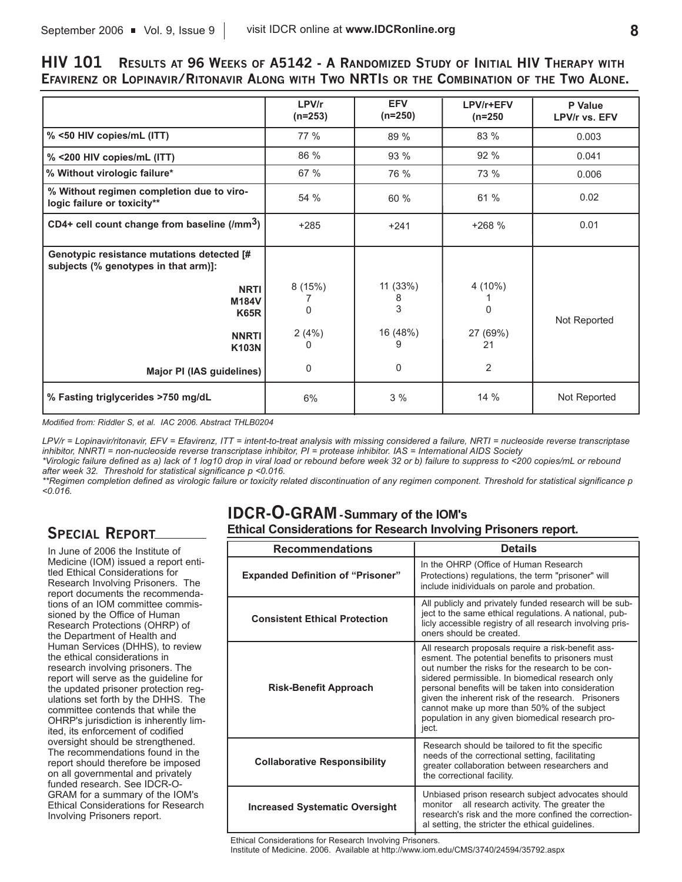## HIV 101 Results at 96 Weeks of A5142 - A Randomized Study of Initial HIV Therapy with Efavirenz or Lopinavir/Ritonavir Along with Two NRTIs or the Combination of the Two Alone.

| | LPV/r (n=253) | EFV (n=250) | LPV/r+EFV (n=250 | P Value LPV/r vs. EFV |
|---|---|---|---|---|
| % <50 HIV copies/mL (ITT) | 77 % | 89 % | 83 % | 0.003 |
| % <200 HIV copies/mL (ITT) | 86 % | 93 % | 92 % | 0.041 |
| % Without virologic failure* | 67 % | 76 % | 73 % | 0.006 |
| % Without regimen completion due to virologic failure or toxicity** | 54 % | 60 % | 61 % | 0.02 |
| CD4+ cell count change from baseline (/mm$^3$) | +285 | +241 | +268 % | 0.01 |
| Genotypic resistance mutations detected [# subjects (% genotypes in that arm)]: | | | | Not Reported |
| NRTI | 8 (15%) | 11 (33%) | 4 (10%) | |
| M184V | 7 | 8 | 1 | |
| K65R | 0 | 3 | 0 | |
| NNRTI | 2 (4%) | 16 (48%) | 27 (69%) | |
| K103N | 0 | 9 | 21 | |
| Major PI (IAS guidelines) | 0 | 0 | 2 | |
| % Fasting triglycerides >750 mg/dL | 6% | 3 % | 14 % | Not Reported |

*Modified from: Riddler S, et al. IAC 2006. Abstract THLB0204*

*LPV/r = Lopinavir/ritonavir, EFV = Efavirenz, ITT = intent-to-treat analysis with missing considered a failure, NRTI = nucleoside reverse transcriptase inhibitor, NNRTI = non-nucleoside reverse transcriptase inhibitor, PI = protease inhibitor. IAS = International AIDS Society*

*\*Virologic failure defined as a) lack of 1 log10 drop in viral load or rebound before week 32 or b) failure to suppress to <200 copies/mL or rebound after week 32. Threshold for statistical significance p <0.016.*

*\*\*Regimen completion defined as virologic failure or toxicity related discontinuation of any regimen component. Threshold for statistical significance p <0.016.*

## Special Report

In June of 2006 the Institute of Medicine (IOM) issued a report entitled Ethical Considerations for Research Involving Prisoners. The report documents the recommendations of an IOM committee commissioned by the Office of Human Research Protections (OHRP) of the Department of Health and Human Services (DHHS), to review the ethical considerations in research involving prisoners. The report will serve as the guideline for the updated prisoner protection regulations set forth by the DHHS. The committee contends that while the OHRP's jurisdiction is inherently limited, its enforcement of codified oversight should be strengthened. The recommendations found in the report should therefore be imposed on all governmental and privately funded research. See IDCR-O-GRAM for a summary of the IOM's Ethical Considerations for Research Involving Prisoners report.

## IDCR-O-GRAM - Summary of the IOM's Ethical Considerations for Research Involving Prisoners report.

| Recommendations | Details |
|---|---|
| Expanded Definition of "Prisoner" | In the OHRP (Office of Human Research Protections) regulations, the term "prisoner" will include inidividuals on parole and probation. |
| Consistent Ethical Protection | All publicly and privately funded research will be subject to the same ethical regulations. A national, publicly accessible registry of all research involving prisoners should be created. |
| Risk-Benefit Approach | All research proposals require a risk-benefit assesment. The potential benefits to prisoners must out number the risks for the research to be considered permissible. In biomedical research only personal benefits will be taken into consideration given the inherent risk of the research. Prisoners cannot make up more than 50% of the subject population in any given biomedical research project. |
| Collaborative Responsibility | Research should be tailored to fit the specific needs of the correctional setting, facilitating greater collaboration between researchers and the correctional facility. |
| Increased Systematic Oversight | Unbiased prison research subject advocates should monitor all research activity. The greater the research's risk and the more confined the correctional setting, the stricter the ethical guidelines. |

Ethical Considerations for Research Involving Prisoners.
Institute of Medicine. 2006. Available at http://www.iom.edu/CMS/3740/24594/35792.aspx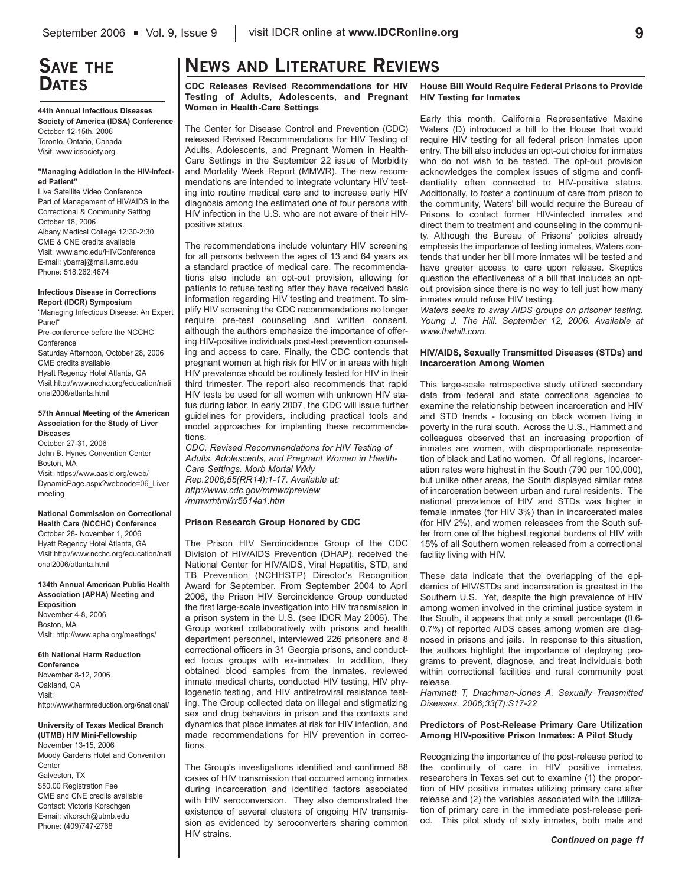# Save the Dates

**44th Annual Infectious Diseases Society of America (IDSA) Conference**
October 12-15th, 2006
Toronto, Ontario, Canada
Visit: www.idsociety.org

**"Managing Addiction in the HIV-infected Patient"**
Live Satellite Video Conference
Part of Management of HIV/AIDS in the Correctional & Community Setting
October 18, 2006
Albany Medical College 12:30-2:30
CME & CNE credits available
Visit: www.amc.edu/HIVConference
E-mail: ybarraj@mail.amc.edu
Phone: 518.262.4674

**Infectious Disease in Corrections Report (IDCR) Symposium**
"Managing Infectious Disease: An Expert Panel"
Pre-conference before the NCCHC Conference
Saturday Afternoon, October 28, 2006
CME credits available
Hyatt Regency Hotel Atlanta, GA
Visit:http://www.ncchc.org/education/national2006/atlanta.html

**57th Annual Meeting of the American Association for the Study of Liver Diseases**
October 27-31, 2006
John B. Hynes Convention Center
Boston, MA
Visit: https://www.aasld.org/eweb/DynamicPage.aspx?webcode=06_Liver meeting

**National Commission on Correctional Health Care (NCCHC) Conference**
October 28- November 1, 2006
Hyatt Regency Hotel Atlanta, GA
Visit:http://www.ncchc.org/education/national2006/atlanta.html

**134th Annual American Public Health Association (APHA) Meeting and Exposition**
November 4-8, 2006
Boston, MA
Visit: http://www.apha.org/meetings/

**6th National Harm Reduction Conference**
November 8-12, 2006
Oakland, CA
Visit:
http://www.harmreduction.org/6national/

**University of Texas Medical Branch (UTMB) HIV Mini-Fellowship**
November 13-15, 2006
Moody Gardens Hotel and Convention Center
Galveston, TX
$50.00 Registration Fee
CME and CNE credits available
Contact: Victoria Korschgen
E-mail: vikorsch@utmb.edu
Phone: (409)747-2768

# News and Literature Reviews

### CDC Releases Revised Recommendations for HIV Testing of Adults, Adolescents, and Pregnant Women in Health-Care Settings

The Center for Disease Control and Prevention (CDC) released Revised Recommendations for HIV Testing of Adults, Adolescents, and Pregnant Women in Health-Care Settings in the September 22 issue of Morbidity and Mortality Week Report (MMWR). The new recommendations are intended to integrate voluntary HIV testing into routine medical care and to increase early HIV diagnosis among the estimated one of four persons with HIV infection in the U.S. who are not aware of their HIV-positive status.

The recommendations include voluntary HIV screening for all persons between the ages of 13 and 64 years as a standard practice of medical care. The recommendations also include an opt-out provision, allowing for patients to refuse testing after they have received basic information regarding HIV testing and treatment. To simplify HIV screening the CDC recommendations no longer require pre-test counseling and written consent, although the authors emphasize the importance of offering HIV-positive individuals post-test prevention counseling and access to care. Finally, the CDC contends that pregnant women at high risk for HIV or in areas with high HIV prevalence should be routinely tested for HIV in their third trimester. The report also recommends that rapid HIV tests be used for all women with unknown HIV status during labor. In early 2007, the CDC will issue further guidelines for providers, including practical tools and model approaches for implanting these recommendations.

*CDC. Revised Recommendations for HIV Testing of Adults, Adolescents, and Pregnant Women in Health-Care Settings. Morb Mortal Wkly Rep.2006;55(RR14);1-17. Available at: http://www.cdc.gov/mmwr/preview /mmwrhtml/rr5514a1.htm*

### Prison Research Group Honored by CDC

The Prison HIV Seroincidence Group of the CDC Division of HIV/AIDS Prevention (DHAP), received the National Center for HIV/AIDS, Viral Hepatitis, STD, and TB Prevention (NCHHSTP) Director's Recognition Award for September. From September 2004 to April 2006, the Prison HIV Seroincidence Group conducted the first large-scale investigation into HIV transmission in a prison system in the U.S. (see IDCR May 2006). The Group worked collaboratively with prisons and health department personnel, interviewed 226 prisoners and 8 correctional officers in 31 Georgia prisons, and conducted focus groups with ex-inmates. In addition, they obtained blood samples from the inmates, reviewed inmate medical charts, conducted HIV testing, HIV phylogenetic testing, and HIV antiretroviral resistance testing. The Group collected data on illegal and stigmatizing sex and drug behaviors in prison and the contexts and dynamics that place inmates at risk for HIV infection, and made recommendations for HIV prevention in corrections.

The Group's investigations identified and confirmed 88 cases of HIV transmission that occurred among inmates during incarceration and identified factors associated with HIV seroconversion. They also demonstrated the existence of several clusters of ongoing HIV transmission as evidenced by seroconverters sharing common HIV strains.

### House Bill Would Require Federal Prisons to Provide HIV Testing for Inmates

Early this month, California Representative Maxine Waters (D) introduced a bill to the House that would require HIV testing for all federal prison inmates upon entry. The bill also includes an opt-out choice for inmates who do not wish to be tested. The opt-out provision acknowledges the complex issues of stigma and confidentiality often connected to HIV-positive status. Additionally, to foster a continuum of care from prison to the community, Waters' bill would require the Bureau of Prisons to contact former HIV-infected inmates and direct them to treatment and counseling in the community. Although the Bureau of Prisons' policies already emphasis the importance of testing inmates, Waters contends that under her bill more inmates will be tested and have greater access to care upon release. Skeptics question the effectiveness of a bill that includes an opt-out provision since there is no way to tell just how many inmates would refuse HIV testing.

*Waters seeks to sway AIDS groups on prisoner testing. Young J. The Hill. September 12, 2006. Available at www.thehill.com.*

### HIV/AIDS, Sexually Transmitted Diseases (STDs) and Incarceration Among Women

This large-scale retrospective study utilized secondary data from federal and state corrections agencies to examine the relationship between incarceration and HIV and STD trends - focusing on black women living in poverty in the rural south. Across the U.S., Hammett and colleagues observed that an increasing proportion of inmates are women, with disproportionate representation of black and Latino women. Of all regions, incarceration rates were highest in the South (790 per 100,000), but unlike other areas, the South displayed similar rates of incarceration between urban and rural residents. The national prevalence of HIV and STDs was higher in female inmates (for HIV 3%) than in incarcerated males (for HIV 2%), and women releasees from the South suffer from one of the highest regional burdens of HIV with 15% of all Southern women released from a correctional facility living with HIV.

These data indicate that the overlapping of the epidemics of HIV/STDs and incarceration is greatest in the Southern U.S. Yet, despite the high prevalence of HIV among women involved in the criminal justice system in the South, it appears that only a small percentage (0.6-0.7%) of reported AIDS cases among women are diagnosed in prisons and jails. In response to this situation, the authors highlight the importance of deploying programs to prevent, diagnose, and treat individuals both within correctional facilities and rural community post release.

*Hammett T, Drachman-Jones A. Sexually Transmitted Diseases. 2006;33(7):S17-22*

### Predictors of Post-Release Primary Care Utilization Among HIV-positive Prison Inmates: A Pilot Study

Recognizing the importance of the post-release period to the continuity of care in HIV positive inmates, researchers in Texas set out to examine (1) the proportion of HIV positive inmates utilizing primary care after release and (2) the variables associated with the utilization of primary care in the immediate post-release period. This pilot study of sixty inmates, both male and

***Continued on page 11***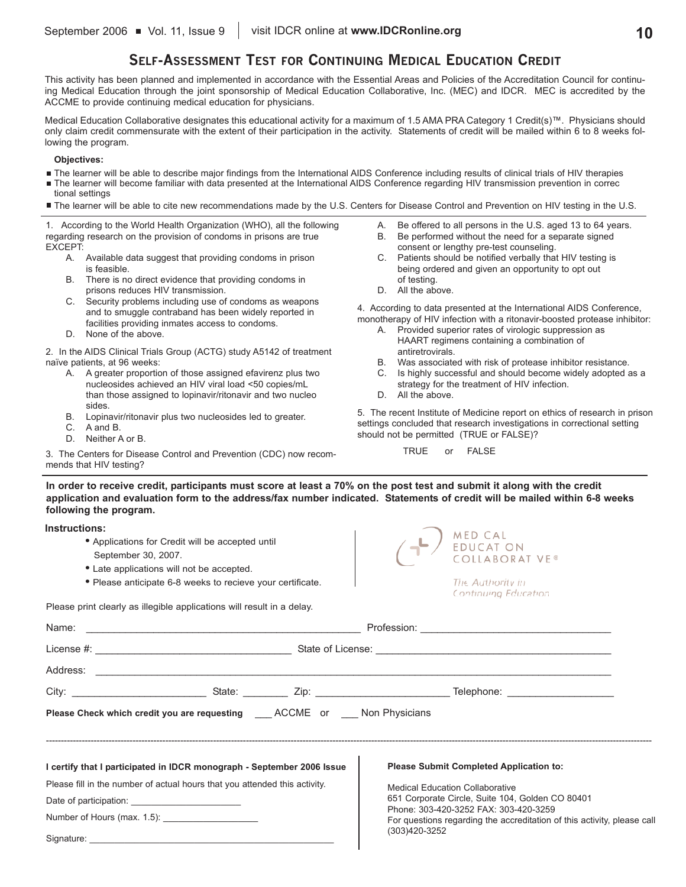# Self-Assessment Test for Continuing Medical Education Credit

This activity has been planned and implemented in accordance with the Essential Areas and Policies of the Accreditation Council for continuing Medical Education through the joint sponsorship of Medical Education Collaborative, Inc. (MEC) and IDCR. MEC is accredited by the ACCME to provide continuing medical education for physicians.

Medical Education Collaborative designates this educational activity for a maximum of 1.5 AMA PRA Category 1 Credit(s)™. Physicians should only claim credit commensurate with the extent of their participation in the activity. Statements of credit will be mailed within 6 to 8 weeks following the program.

**Objectives:**

- The learner will be able to describe major findings from the International AIDS Conference including results of clinical trials of HIV therapies
- The learner will become familiar with data presented at the International AIDS Conference regarding HIV transmission prevention in correctional settings
- The learner will be able to cite new recommendations made by the U.S. Centers for Disease Control and Prevention on HIV testing in the U.S.

1. According to the World Health Organization (WHO), all the following regarding research on the provision of condoms in prisons are true EXCEPT:
   - A. Available data suggest that providing condoms in prison is feasible.
   - B. There is no direct evidence that providing condoms in prisons reduces HIV transmission.
   - C. Security problems including use of condoms as weapons and to smuggle contraband has been widely reported in facilities providing inmates access to condoms.
   - D. None of the above.

2. In the AIDS Clinical Trials Group (ACTG) study A5142 of treatment naïve patients, at 96 weeks:
   - A. A greater proportion of those assigned efavirenz plus two nucleosides achieved an HIV viral load <50 copies/mL than those assigned to lopinavir/ritonavir and two nucleo sides.
   - B. Lopinavir/ritonavir plus two nucleosides led to greater.
   - C. A and B.
   - D. Neither A or B.

3. The Centers for Disease Control and Prevention (CDC) now recommends that HIV testing?
   - A. Be offered to all persons in the U.S. aged 13 to 64 years.
   - B. Be performed without the need for a separate signed consent or lengthy pre-test counseling.
   - C. Patients should be notified verbally that HIV testing is being ordered and given an opportunity to opt out of testing.
   - D. All the above.

4. According to data presented at the International AIDS Conference, monotherapy of HIV infection with a ritonavir-boosted protease inhibitor:
   - A. Provided superior rates of virologic suppression as HAART regimens containing a combination of antiretrovirals.
   - B. Was associated with risk of protease inhibitor resistance.
   - C. Is highly successful and should become widely adopted as a strategy for the treatment of HIV infection.
   - D. All the above.

5. The recent Institute of Medicine report on ethics of research in prison settings concluded that research investigations in correctional setting should not be permitted (TRUE or FALSE)?

   TRUE or FALSE

**In order to receive credit, participants must score at least a 70% on the post test and submit it along with the credit application and evaluation form to the address/fax number indicated. Statements of credit will be mailed within 6-8 weeks following the program.**

**Instructions:**

- Applications for Credit will be accepted until September 30, 2007.
- Late applications will not be accepted.
- Please anticipate 6-8 weeks to recieve your certificate.

MEDICAL EDUCATION COLLABORATIVE®
*The Authority in Continuing Education*

Please print clearly as illegible applications will result in a delay.

Name: ______________________ Profession: ______________________

License #: ______________________ State of License: ______________________

Address: ______________________________________________

City: ____________ State: ________ Zip: ____________ Telephone: ____________

**Please Check which credit you are requesting** ___ ACCME or ___ Non Physicians

---

**I certify that I participated in IDCR monograph - September 2006 Issue**

Please fill in the number of actual hours that you attended this activity.

Date of participation: ______________________

Number of Hours (max. 1.5): ______________________

Signature: ______________________________________________

**Please Submit Completed Application to:**

Medical Education Collaborative
651 Corporate Circle, Suite 104, Golden CO 80401
Phone: 303-420-3252 FAX: 303-420-3259
For questions regarding the accreditation of this activity, please call (303)420-3252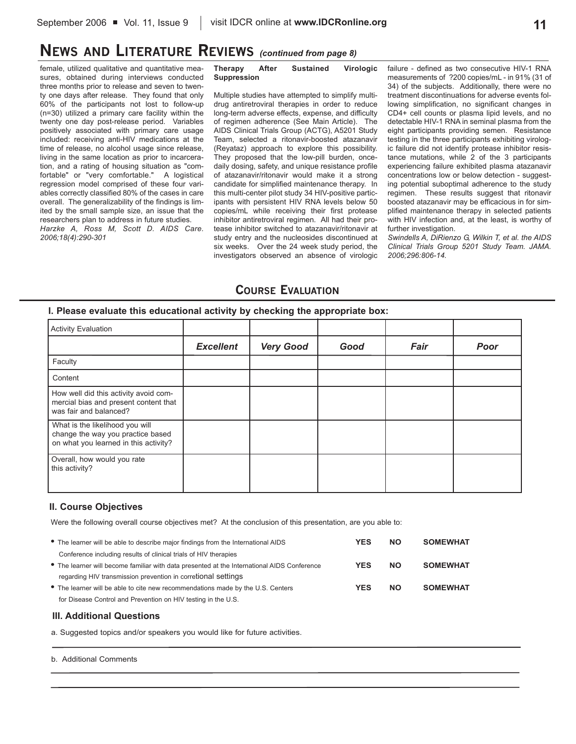# News and Literature Reviews *(continued from page 8)*

female, utilized qualitative and quantitative measures, obtained during interviews conducted three months prior to release and seven to twenty one days after release. They found that only 60% of the participants not lost to follow-up (n=30) utilized a primary care facility within the twenty one day post-release period. Variables positively associated with primary care usage included: receiving anti-HIV medications at the time of release, no alcohol usage since release, living in the same location as prior to incarceration, and a rating of housing situation as "comfortable" or "very comfortable." A logistical regression model comprised of these four variables correctly classified 80% of the cases in care overall. The generalizability of the findings is limited by the small sample size, an issue that the researchers plan to address in future studies.

*Harzke A, Ross M, Scott D. AIDS Care. 2006;18(4):290-301*

**Therapy After Sustained Virologic Suppression**

Multiple studies have attempted to simplify multi-drug antiretroviral therapies in order to reduce long-term adverse effects, expense, and difficulty of regimen adherence (See Main Article). The AIDS Clinical Trials Group (ACTG), A5201 Study Team, selected a ritonavir-boosted atazanavir (Reyataz) approach to explore this possibility. They proposed that the low-pill burden, once-daily dosing, safety, and unique resistance profile of atazanavir/ritonavir would make it a strong candidate for simplified maintenance therapy. In this multi-center pilot study 34 HIV-positive participants with persistent HIV RNA levels below 50 copies/mL while receiving their first protease inhibitor antiretroviral regimen. All had their protease inhibitor switched to atazanavir/ritonavir at study entry and the nucleosides discontinued at six weeks. Over the 24 week study period, the investigators observed an absence of virologic failure - defined as two consecutive HIV-1 RNA measurements of ?200 copies/mL - in 91% (31 of 34) of the subjects. Additionally, there were no treatment discontinuations for adverse events following simplification, no significant changes in CD4+ cell counts or plasma lipid levels, and no detectable HIV-1 RNA in seminal plasma from the eight participants providing semen. Resistance testing in the three participants exhibiting virologic failure did not identify protease inhibitor resistance mutations, while 2 of the 3 participants experiencing failure exhibited plasma atazanavir concentrations low or below detection - suggesting potential suboptimal adherence to the study regimen. These results suggest that ritonavir boosted atazanavir may be efficacious in for simplified maintenance therapy in selected patients with HIV infection and, at the least, is worthy of further investigation.

*Swindells A, DiRienzo G, Wilkin T, et al. the AIDS Clinical Trials Group 5201 Study Team. JAMA. 2006;296:806-14.*

## Course Evaluation

### I. Please evaluate this educational activity by checking the appropriate box:

| Activity Evaluation | | | | | |
|---|---|---|---|---|---|
| | ***Excellent*** | ***Very Good*** | ***Good*** | ***Fair*** | ***Poor*** |
| Faculty | | | | | |
| Content | | | | | |
| How well did this activity avoid commercial bias and present content that was fair and balanced? | | | | | |
| What is the likelihood you will change the way you practice based on what you learned in this activity? | | | | | |
| Overall, how would you rate this activity? | | | | | |

### II. Course Objectives

Were the following overall course objectives met? At the conclusion of this presentation, are you able to:

- The learner will be able to describe major findings from the International AIDS Conference including results of clinical trials of HIV therapies — **YES** **NO** **SOMEWHAT**
- The learner will become familiar with data presented at the International AIDS Conference regarding HIV transmission prevention in corretional settings — **YES** **NO** **SOMEWHAT**
- The learner will be able to cite new recommendations made by the U.S. Centers for Disease Control and Prevention on HIV testing in the U.S. — **YES** **NO** **SOMEWHAT**

### III. Additional Questions

a. Suggested topics and/or speakers you would like for future activities.

b. Additional Comments